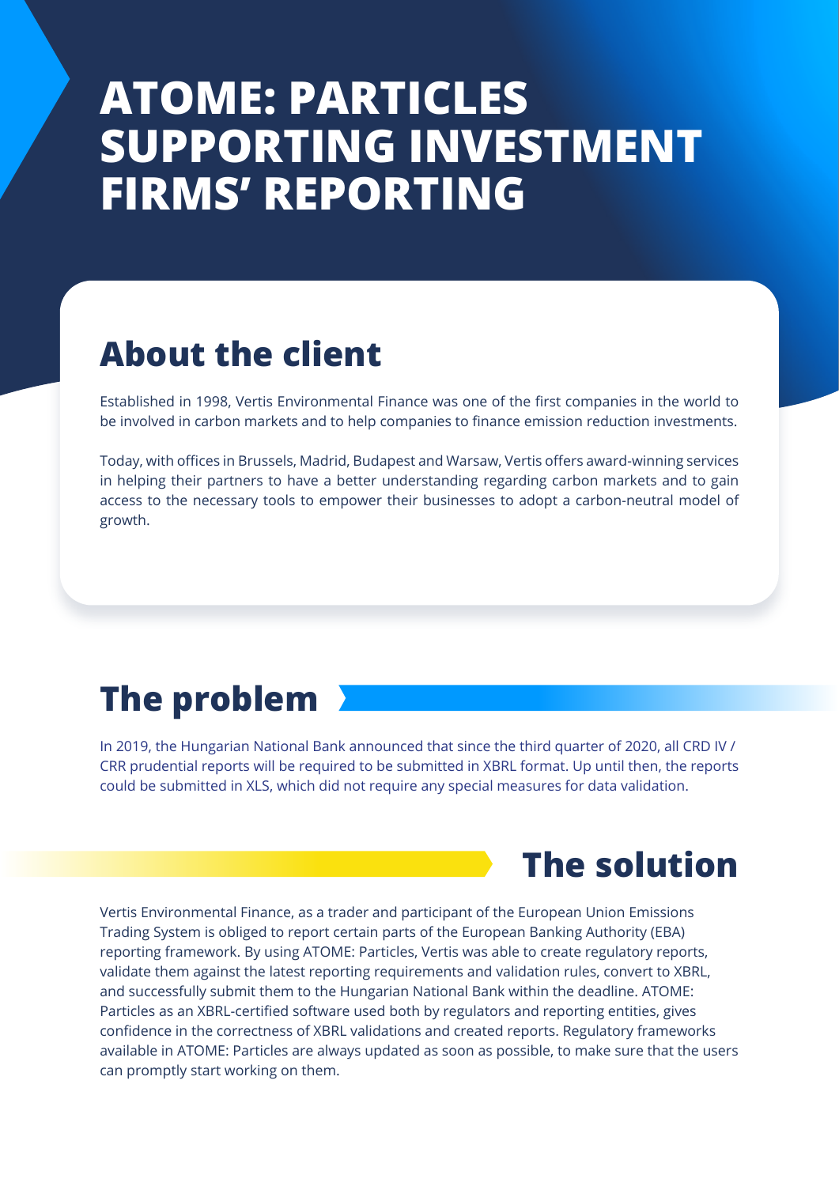# ATOME: PARTICLES SUPPORTING INVESTMENT FIRMS' REPORTING

## About the client

Established in 1998, Vertis Environmental Finance was one of the first companies in the world to be involved in carbon markets and to help companies to finance emission reduction investments.

Today, with offices in Brussels, Madrid, Budapest and Warsaw, Vertis offers award-winning services in helping their partners to have a better understanding regarding carbon markets and to gain access to the necessary tools to empower their businesses to adopt a carbon-neutral model of growth.

## The problem

In 2019, the Hungarian National Bank announced that since the third quarter of 2020, all CRD IV / CRR prudential reports will be required to be submitted in XBRL format. Up until then, the reports could be submitted in XLS, which did not require any special measures for data validation.

## The solution

Vertis Environmental Finance, as a trader and participant of the European Union Emissions Trading System is obliged to report certain parts of the European Banking Authority (EBA) reporting framework. By using ATOME: Particles, Vertis was able to create regulatory reports, validate them against the latest reporting requirements and validation rules, convert to XBRL, and successfully submit them to the Hungarian National Bank within the deadline. ATOME: Particles as an XBRL-certified software used both by regulators and reporting entities, gives confidence in the correctness of XBRL validations and created reports. Regulatory frameworks available in ATOME: Particles are always updated as soon as possible, to make sure that the users can promptly start working on them.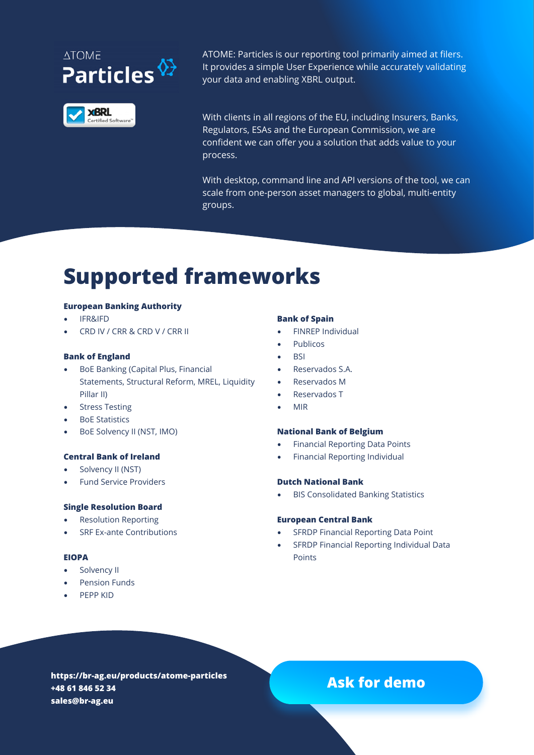ATOME

Particles

XBRL Certified Software

ATOME: Particles is our reporting tool primarily aimed at filers. It provides a simple User Experience while accurately validating your data and enabling XBRL output.

With clients in all regions of the EU, including Insurers, Banks, Regulators, ESAs and the European Commission, we are confident we can offer you a solution that adds value to your process.

With desktop, command line and API versions of the tool, we can scale from one-person asset managers to global, multi-entity groups.

# Supported frameworks

**European Banking Authority**

- IFR&IFD
- CRD IV / CRR & CRD V / CRR II

**Bank of England**

- BoE Banking (Capital Plus, Financial Statements, Structural Reform, MREL, Liquidity Pillar II)
- Stress Testing
- BoE Statistics
- BoE Solvency II (NST, IMO)

**Central Bank of Ireland**

- Solvency II (NST)
- Fund Service Providers

**Single Resolution Board**

- Resolution Reporting
- SRF Ex-ante Contributions

**EIOPA**

- Solvency II
- Pension Funds
- PEPP KID

**Bank of Spain**

- FINREP Individual
- Publicos
- BSI
- Reservados S.A.
- Reservados M
- Reservados T
- MIR

**National Bank of Belgium**

- Financial Reporting Data Points
- Financial Reporting Individual

**Dutch National Bank**

- BIS Consolidated Banking Statistics

**European Central Bank**

- SFRDP Financial Reporting Data Point
- SFRDP Financial Reporting Individual Data Points

**https://br-ag.eu/products/atome-particles**
**+48 61 846 52 34**
**sales@br-ag.eu**

**Ask for demo**